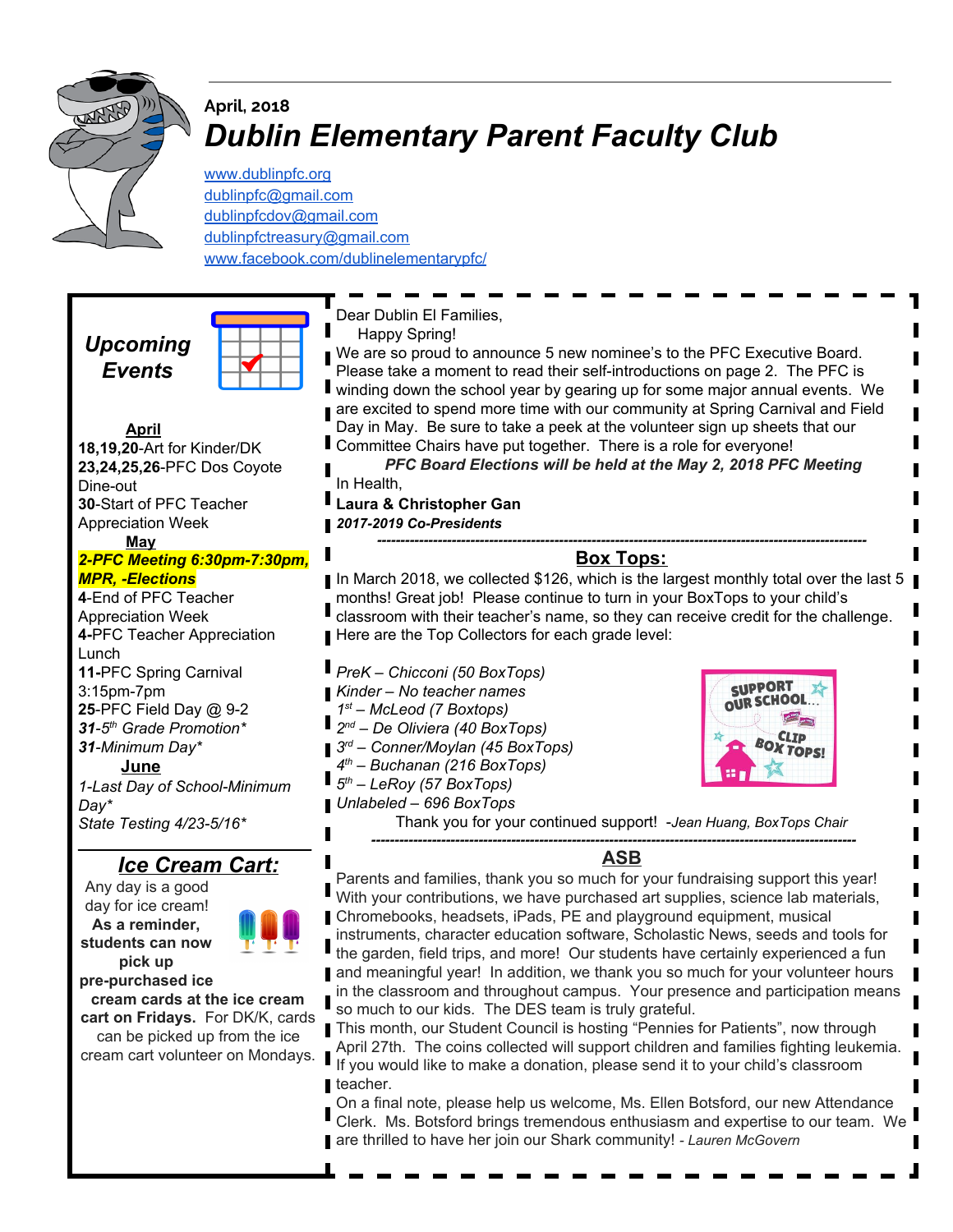April, 2018

# Dublin Elementary Parent Faculty Club

www.dublinpfc.org
dublinpfc@gmail.com
dublinpfcdov@gmail.com
dublinpfctreasury@gmail.com
www.facebook.com/dublinelementarypfc/

## Upcoming Events

**April**

**18,19,20**-Art for Kinder/DK
**23,24,25,26**-PFC Dos Coyote Dine-out
**30**-Start of PFC Teacher Appreciation Week

**May**

***2-PFC Meeting 6:30pm-7:30pm, MPR, -Elections***
**4**-End of PFC Teacher Appreciation Week
**4**-PFC Teacher Appreciation Lunch
**11**-PFC Spring Carnival 3:15pm-7pm
**25**-PFC Field Day @ 9-2
***31**-5th Grade Promotion**
***31**-Minimum Day**

**June**

*1-Last Day of School-Minimum Day**
*State Testing 4/23-5/16**

## Ice Cream Cart:

Any day is a good day for ice cream! **As a reminder, students can now pick up pre-purchased ice cream cards at the ice cream cart on Fridays.** For DK/K, cards can be picked up from the ice cream cart volunteer on Mondays.

---

Dear Dublin El Families,

Happy Spring!

We are so proud to announce 5 new nominee's to the PFC Executive Board. Please take a moment to read their self-introductions on page 2. The PFC is winding down the school year by gearing up for some major annual events. We are excited to spend more time with our community at Spring Carnival and Field Day in May. Be sure to take a peek at the volunteer sign up sheets that our Committee Chairs have put together. There is a role for everyone!

***PFC Board Elections will be held at the May 2, 2018 PFC Meeting***

In Health,

**Laura & Christopher Gan**
***2017-2019 Co-Presidents***

## Box Tops:

In March 2018, we collected $126, which is the largest monthly total over the last 5 months! Great job! Please continue to turn in your BoxTops to your child's classroom with their teacher's name, so they can receive credit for the challenge. Here are the Top Collectors for each grade level:

*PreK – Chicconi (50 BoxTops)*
*Kinder – No teacher names*
*1st – McLeod (7 Boxtops)*
*2nd – De Oliviera (40 BoxTops)*
*3rd – Conner/Moylan (45 BoxTops)*
*4th – Buchanan (216 BoxTops)*
*5th – LeRoy (57 BoxTops)*
*Unlabeled – 696 BoxTops*

Thank you for your continued support! -*Jean Huang, BoxTops Chair*

## ASB

Parents and families, thank you so much for your fundraising support this year! With your contributions, we have purchased art supplies, science lab materials, Chromebooks, headsets, iPads, PE and playground equipment, musical instruments, character education software, Scholastic News, seeds and tools for the garden, field trips, and more! Our students have certainly experienced a fun and meaningful year! In addition, we thank you so much for your volunteer hours in the classroom and throughout campus. Your presence and participation means so much to our kids. The DES team is truly grateful.

This month, our Student Council is hosting "Pennies for Patients", now through April 27th. The coins collected will support children and families fighting leukemia. If you would like to make a donation, please send it to your child's classroom teacher.

On a final note, please help us welcome, Ms. Ellen Botsford, our new Attendance Clerk. Ms. Botsford brings tremendous enthusiasm and expertise to our team. We are thrilled to have her join our Shark community! - *Lauren McGovern*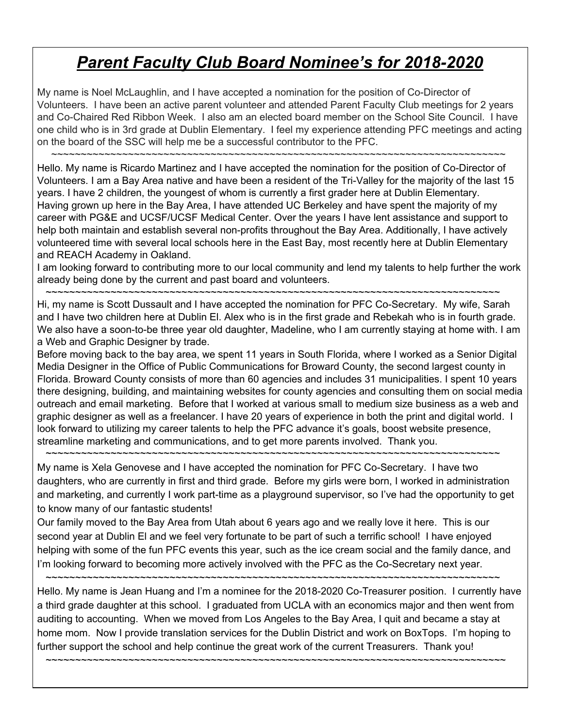# ***Parent Faculty Club Board Nominee's for 2018-2020***

My name is Noel McLaughlin, and I have accepted a nomination for the position of Co-Director of Volunteers. I have been an active parent volunteer and attended Parent Faculty Club meetings for 2 years and Co-Chaired Red Ribbon Week. I also am an elected board member on the School Site Council. I have one child who is in 3rd grade at Dublin Elementary. I feel my experience attending PFC meetings and acting on the board of the SSC will help me be a successful contributor to the PFC.

~~~~~~~~~~~~~~~~~~~~~~~~~~~~~~~~~~~~~~~~~~~~~~~~~~~~~~~~~~~~~~~~~~~~~~~~~~~~~~~~~~~~

Hello. My name is Ricardo Martinez and I have accepted the nomination for the position of Co-Director of Volunteers. I am a Bay Area native and have been a resident of the Tri-Valley for the majority of the last 15 years. I have 2 children, the youngest of whom is currently a first grader here at Dublin Elementary. Having grown up here in the Bay Area, I have attended UC Berkeley and have spent the majority of my career with PG&E and UCSF/UCSF Medical Center. Over the years I have lent assistance and support to help both maintain and establish several non-profits throughout the Bay Area. Additionally, I have actively volunteered time with several local schools here in the East Bay, most recently here at Dublin Elementary and REACH Academy in Oakland.

I am looking forward to contributing more to our local community and lend my talents to help further the work already being done by the current and past board and volunteers.

~~~~~~~~~~~~~~~~~~~~~~~~~~~~~~~~~~~~~~~~~~~~~~~~~~~~~~~~~~~~~~~~~~~~~~~~~~~~~~~~~~~~

Hi, my name is Scott Dussault and I have accepted the nomination for PFC Co-Secretary. My wife, Sarah and I have two children here at Dublin El. Alex who is in the first grade and Rebekah who is in fourth grade. We also have a soon-to-be three year old daughter, Madeline, who I am currently staying at home with. I am a Web and Graphic Designer by trade.

Before moving back to the bay area, we spent 11 years in South Florida, where I worked as a Senior Digital Media Designer in the Office of Public Communications for Broward County, the second largest county in Florida. Broward County consists of more than 60 agencies and includes 31 municipalities. I spent 10 years there designing, building, and maintaining websites for county agencies and consulting them on social media outreach and email marketing. Before that I worked at various small to medium size business as a web and graphic designer as well as a freelancer. I have 20 years of experience in both the print and digital world. I look forward to utilizing my career talents to help the PFC advance it's goals, boost website presence, streamline marketing and communications, and to get more parents involved. Thank you.

~~~~~~~~~~~~~~~~~~~~~~~~~~~~~~~~~~~~~~~~~~~~~~~~~~~~~~~~~~~~~~~~~~~~~~~~~~~~~~~~~~~~

My name is Xela Genovese and I have accepted the nomination for PFC Co-Secretary. I have two daughters, who are currently in first and third grade. Before my girls were born, I worked in administration and marketing, and currently I work part-time as a playground supervisor, so I've had the opportunity to get to know many of our fantastic students!

Our family moved to the Bay Area from Utah about 6 years ago and we really love it here. This is our second year at Dublin El and we feel very fortunate to be part of such a terrific school! I have enjoyed helping with some of the fun PFC events this year, such as the ice cream social and the family dance, and I'm looking forward to becoming more actively involved with the PFC as the Co-Secretary next year.

~~~~~~~~~~~~~~~~~~~~~~~~~~~~~~~~~~~~~~~~~~~~~~~~~~~~~~~~~~~~~~~~~~~~~~~~~~~~~~~~~~~~

Hello. My name is Jean Huang and I'm a nominee for the 2018-2020 Co-Treasurer position. I currently have a third grade daughter at this school. I graduated from UCLA with an economics major and then went from auditing to accounting. When we moved from Los Angeles to the Bay Area, I quit and became a stay at home mom. Now I provide translation services for the Dublin District and work on BoxTops. I'm hoping to further support the school and help continue the great work of the current Treasurers. Thank you!

~~~~~~~~~~~~~~~~~~~~~~~~~~~~~~~~~~~~~~~~~~~~~~~~~~~~~~~~~~~~~~~~~~~~~~~~~~~~~~~~~~~~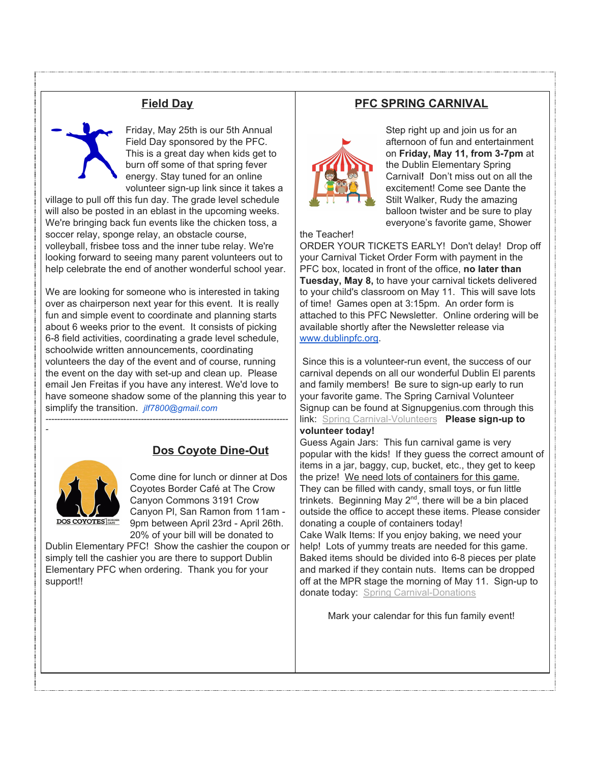## Field Day

Friday, May 25th is our 5th Annual Field Day sponsored by the PFC. This is a great day when kids get to burn off some of that spring fever energy. Stay tuned for an online volunteer sign-up link since it takes a village to pull off this fun day. The grade level schedule will also be posted in an eblast in the upcoming weeks. We're bringing back fun events like the chicken toss, a soccer relay, sponge relay, an obstacle course, volleyball, frisbee toss and the inner tube relay. We're looking forward to seeing many parent volunteers out to help celebrate the end of another wonderful school year.

We are looking for someone who is interested in taking over as chairperson next year for this event. It is really fun and simple event to coordinate and planning starts about 6 weeks prior to the event. It consists of picking 6-8 field activities, coordinating a grade level schedule, schoolwide written announcements, coordinating volunteers the day of the event and of course, running the event on the day with set-up and clean up. Please email Jen Freitas if you have any interest. We'd love to have someone shadow some of the planning this year to simplify the transition. *jlf7800@gmail.com*

---

## Dos Coyote Dine-Out

Come dine for lunch or dinner at Dos Coyotes Border Café at The Crow Canyon Commons 3191 Crow Canyon Pl, San Ramon from 11am - 9pm between April 23rd - April 26th. 20% of your bill will be donated to Dublin Elementary PFC! Show the cashier the coupon or simply tell the cashier you are there to support Dublin Elementary PFC when ordering. Thank you for your support!!

## PFC SPRING CARNIVAL

Step right up and join us for an afternoon of fun and entertainment on **Friday, May 11, from 3-7pm** at the Dublin Elementary Spring Carnival**!** Don't miss out on all the excitement! Come see Dante the Stilt Walker, Rudy the amazing balloon twister and be sure to play everyone's favorite game, Shower the Teacher!

ORDER YOUR TICKETS EARLY! Don't delay! Drop off your Carnival Ticket Order Form with payment in the PFC box, located in front of the office, **no later than Tuesday, May 8,** to have your carnival tickets delivered to your child's classroom on May 11. This will save lots of time! Games open at 3:15pm. An order form is attached to this PFC Newsletter. Online ordering will be available shortly after the Newsletter release via www.dublinpfc.org.

Since this is a volunteer-run event, the success of our carnival depends on all our wonderful Dublin El parents and family members! Be sure to sign-up early to run your favorite game. The Spring Carnival Volunteer Signup can be found at Signupgenius.com through this link: Spring Carnival-Volunteers **Please sign-up to volunteer today!**

Guess Again Jars: This fun carnival game is very popular with the kids! If they guess the correct amount of items in a jar, baggy, cup, bucket, etc., they get to keep the prize! We need lots of containers for this game. They can be filled with candy, small toys, or fun little trinkets. Beginning May 2nd, there will be a bin placed outside the office to accept these items. Please consider donating a couple of containers today!

Cake Walk Items: If you enjoy baking, we need your help! Lots of yummy treats are needed for this game. Baked items should be divided into 6-8 pieces per plate and marked if they contain nuts. Items can be dropped off at the MPR stage the morning of May 11. Sign-up to donate today: Spring Carnival-Donations

Mark your calendar for this fun family event!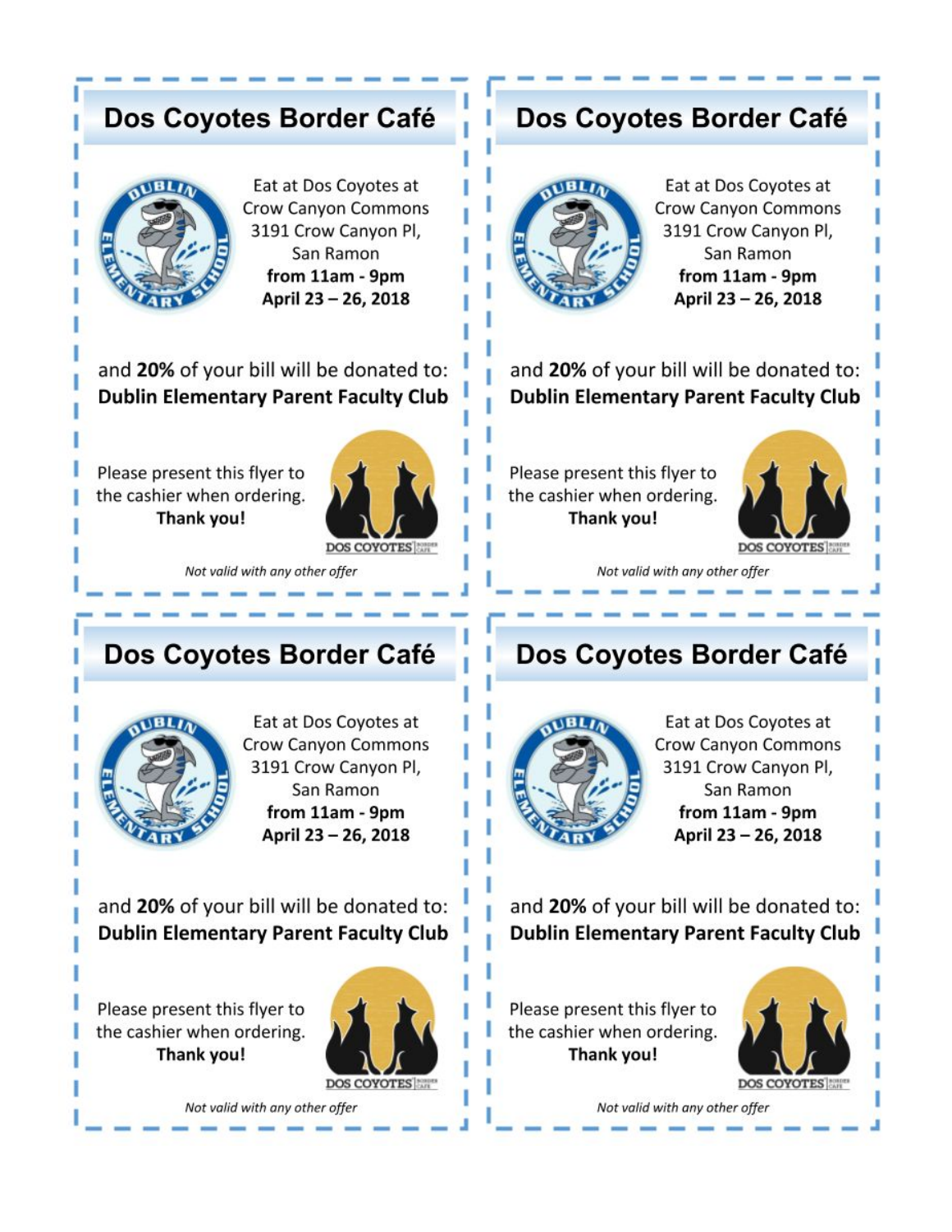## Dos Coyotes Border Café

Eat at Dos Coyotes at Crow Canyon Commons 3191 Crow Canyon Pl, San Ramon
**from 11am - 9pm**
**April 23 – 26, 2018**

and **20%** of your bill will be donated to:
**Dublin Elementary Parent Faculty Club**

Please present this flyer to the cashier when ordering.
**Thank you!**

*Not valid with any other offer*

## Dos Coyotes Border Café

Eat at Dos Coyotes at Crow Canyon Commons 3191 Crow Canyon Pl, San Ramon
**from 11am - 9pm**
**April 23 – 26, 2018**

and **20%** of your bill will be donated to:
**Dublin Elementary Parent Faculty Club**

Please present this flyer to the cashier when ordering.
**Thank you!**

*Not valid with any other offer*

## Dos Coyotes Border Café

Eat at Dos Coyotes at Crow Canyon Commons 3191 Crow Canyon Pl, San Ramon
**from 11am - 9pm**
**April 23 – 26, 2018**

and **20%** of your bill will be donated to:
**Dublin Elementary Parent Faculty Club**

Please present this flyer to the cashier when ordering.
**Thank you!**

*Not valid with any other offer*

## Dos Coyotes Border Café

Eat at Dos Coyotes at Crow Canyon Commons 3191 Crow Canyon Pl, San Ramon
**from 11am - 9pm**
**April 23 – 26, 2018**

and **20%** of your bill will be donated to:
**Dublin Elementary Parent Faculty Club**

Please present this flyer to the cashier when ordering.
**Thank you!**

*Not valid with any other offer*